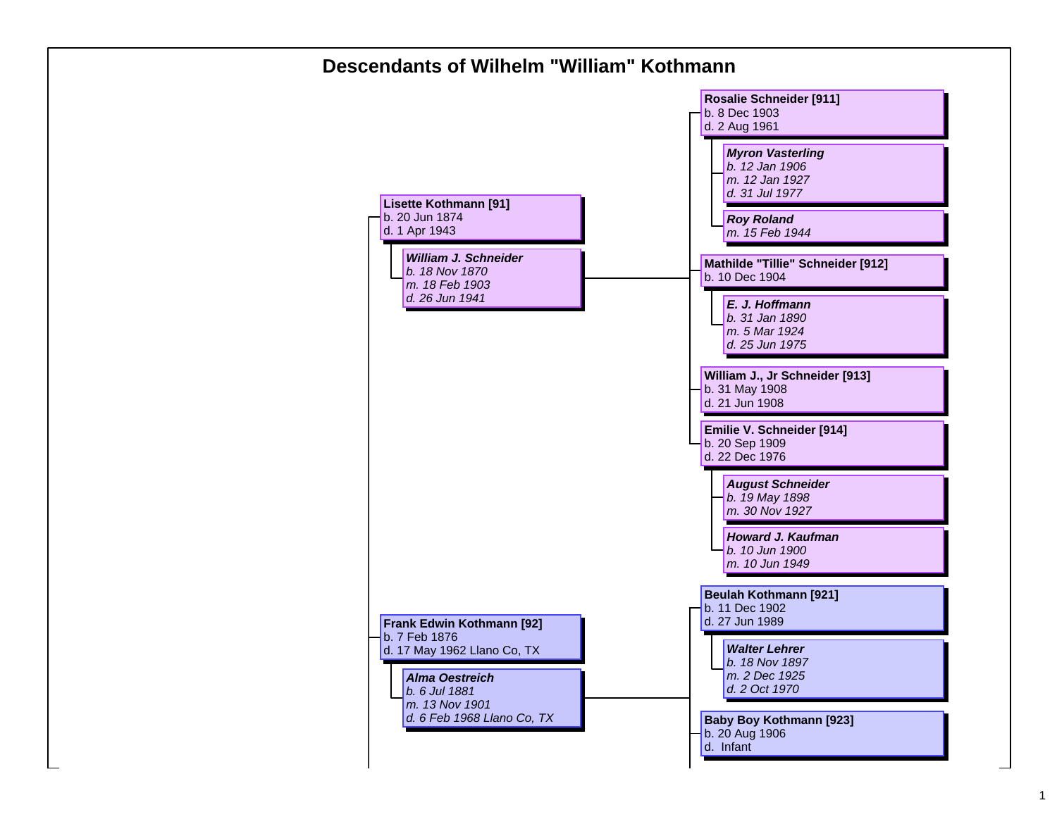# Descendants of Wilhelm "William" Kothmann

- **Lisette Kothmann [91]**
  b. 20 Jun 1874
  d. 1 Apr 1943
  - ***William J. Schneider***
    *b. 18 Nov 1870*
    *m. 18 Feb 1903*
    *d. 26 Jun 1941*
  - **Rosalie Schneider [911]**
    b. 8 Dec 1903
    d. 2 Aug 1961
    - ***Myron Vasterling***
      *b. 12 Jan 1906*
      *m. 12 Jan 1927*
      *d. 31 Jul 1977*
    - ***Roy Roland***
      *m. 15 Feb 1944*
  - **Mathilde "Tillie" Schneider [912]**
    b. 10 Dec 1904
    - ***E. J. Hoffmann***
      *b. 31 Jan 1890*
      *m. 5 Mar 1924*
      *d. 25 Jun 1975*
  - **William J., Jr Schneider [913]**
    b. 31 May 1908
    d. 21 Jun 1908
  - **Emilie V. Schneider [914]**
    b. 20 Sep 1909
    d. 22 Dec 1976
    - ***August Schneider***
      *b. 19 May 1898*
      *m. 30 Nov 1927*
    - ***Howard J. Kaufman***
      *b. 10 Jun 1900*
      *m. 10 Jun 1949*
- **Frank Edwin Kothmann [92]**
  b. 7 Feb 1876
  d. 17 May 1962 Llano Co, TX
  - ***Alma Oestreich***
    *b. 6 Jul 1881*
    *m. 13 Nov 1901*
    *d. 6 Feb 1968 Llano Co, TX*
  - **Beulah Kothmann [921]**
    b. 11 Dec 1902
    d. 27 Jun 1989
    - ***Walter Lehrer***
      *b. 18 Nov 1897*
      *m. 2 Dec 1925*
      *d. 2 Oct 1970*
  - **Baby Boy Kothmann [923]**
    b. 20 Aug 1906
    d. Infant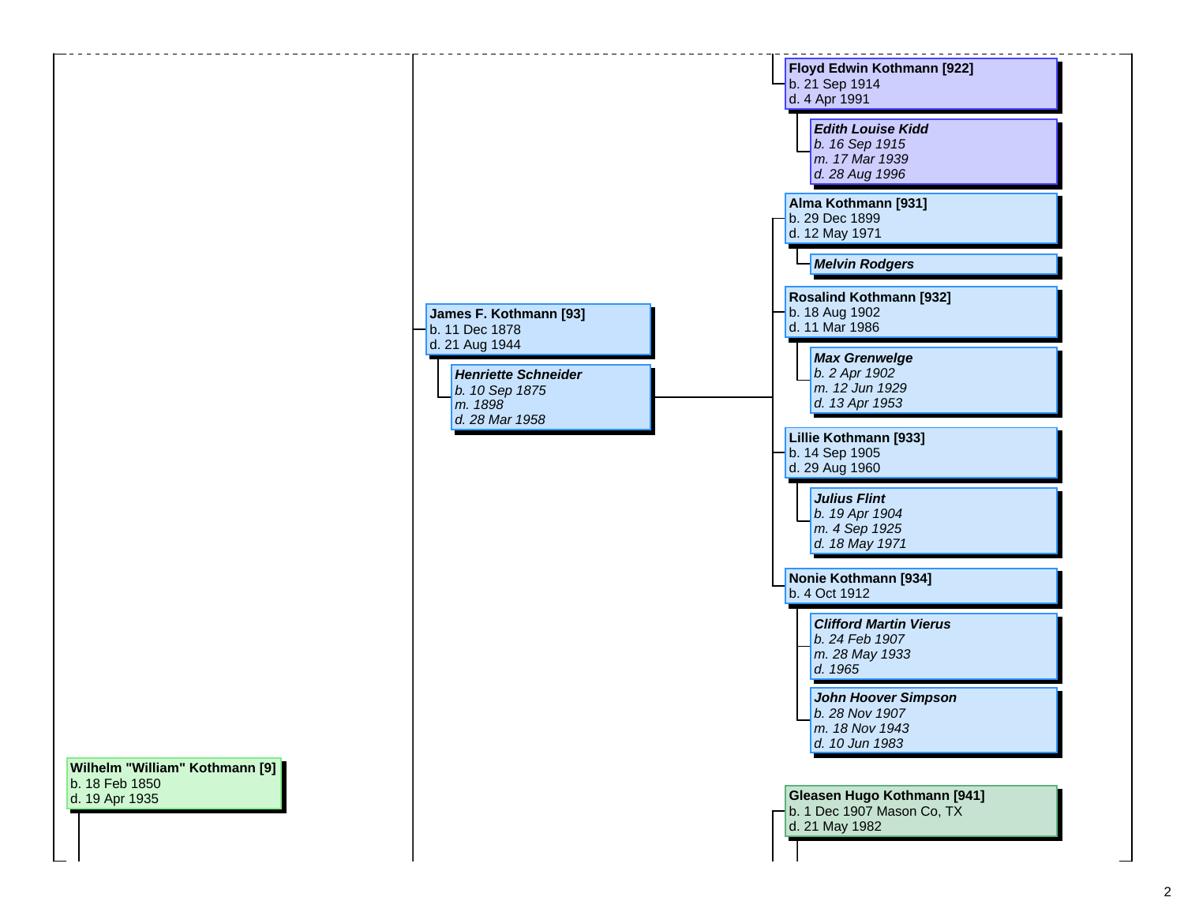**Floyd Edwin Kothmann [922]**
b. 21 Sep 1914
d. 4 Apr 1991

***Edith Louise Kidd***
*b. 16 Sep 1915*
*m. 17 Mar 1939*
*d. 28 Aug 1996*

**Alma Kothmann [931]**
b. 29 Dec 1899
d. 12 May 1971

***Melvin Rodgers***

**James F. Kothmann [93]**
b. 11 Dec 1878
d. 21 Aug 1944

***Henriette Schneider***
*b. 10 Sep 1875*
*m. 1898*
*d. 28 Mar 1958*

**Rosalind Kothmann [932]**
b. 18 Aug 1902
d. 11 Mar 1986

***Max Grenwelge***
*b. 2 Apr 1902*
*m. 12 Jun 1929*
*d. 13 Apr 1953*

**Lillie Kothmann [933]**
b. 14 Sep 1905
d. 29 Aug 1960

***Julius Flint***
*b. 19 Apr 1904*
*m. 4 Sep 1925*
*d. 18 May 1971*

**Nonie Kothmann [934]**
b. 4 Oct 1912

***Clifford Martin Vierus***
*b. 24 Feb 1907*
*m. 28 May 1933*
*d. 1965*

***John Hoover Simpson***
*b. 28 Nov 1907*
*m. 18 Nov 1943*
*d. 10 Jun 1983*

**Wilhelm "William" Kothmann [9]**
b. 18 Feb 1850
d. 19 Apr 1935

**Gleasen Hugo Kothmann [941]**
b. 1 Dec 1907 Mason Co, TX
d. 21 May 1982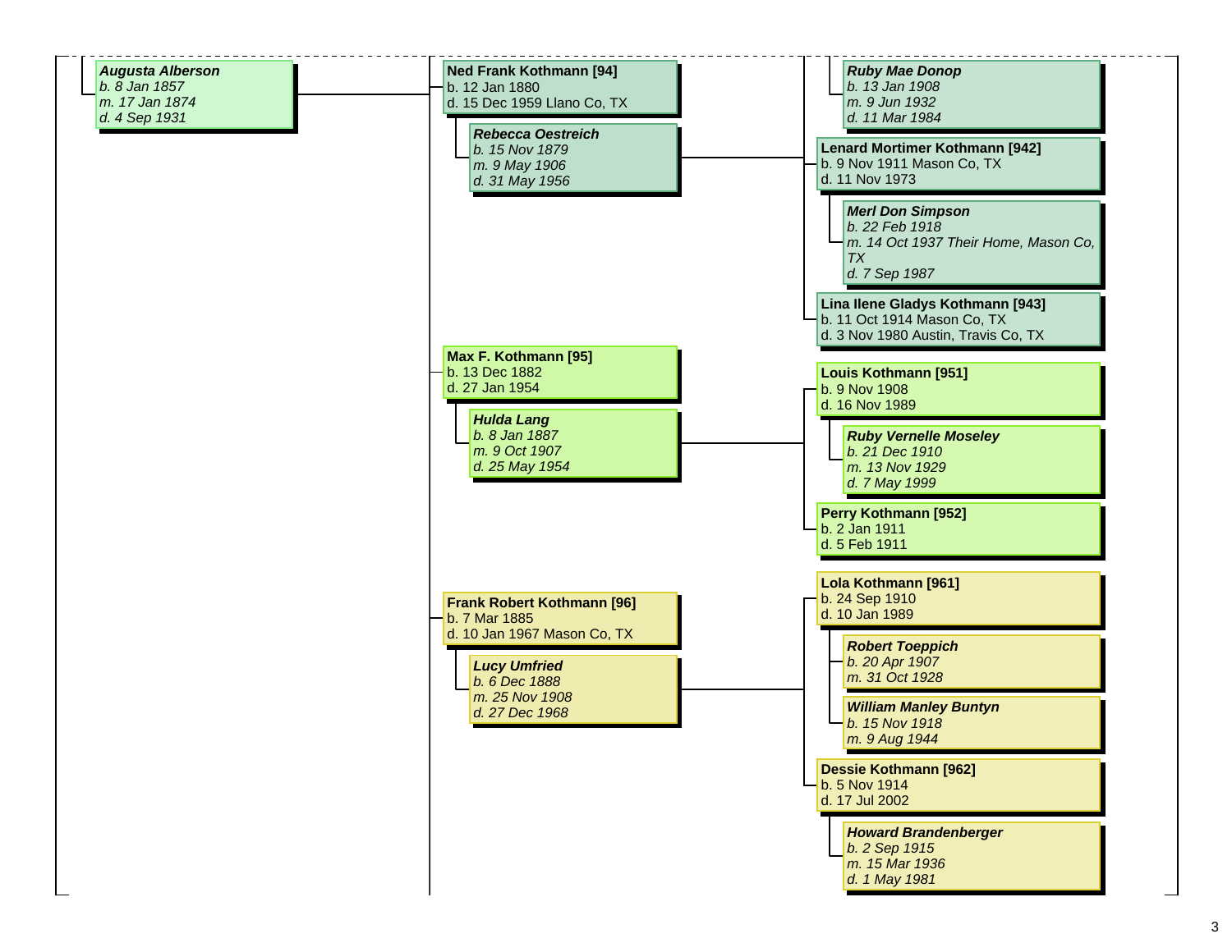***Augusta Alberson***
*b. 8 Jan 1857*
*m. 17 Jan 1874*
*d. 4 Sep 1931*

**Ned Frank Kothmann [94]**
b. 12 Jan 1880
d. 15 Dec 1959 Llano Co, TX

***Rebecca Oestreich***
*b. 15 Nov 1879*
*m. 9 May 1906*
*d. 31 May 1956*

***Ruby Mae Donop***
*b. 13 Jan 1908*
*m. 9 Jun 1932*
*d. 11 Mar 1984*

**Lenard Mortimer Kothmann [942]**
b. 9 Nov 1911 Mason Co, TX
d. 11 Nov 1973

***Merl Don Simpson***
*b. 22 Feb 1918*
*m. 14 Oct 1937 Their Home, Mason Co, TX*
*d. 7 Sep 1987*

**Lina Ilene Gladys Kothmann [943]**
b. 11 Oct 1914 Mason Co, TX
d. 3 Nov 1980 Austin, Travis Co, TX

**Max F. Kothmann [95]**
b. 13 Dec 1882
d. 27 Jan 1954

***Hulda Lang***
*b. 8 Jan 1887*
*m. 9 Oct 1907*
*d. 25 May 1954*

**Louis Kothmann [951]**
b. 9 Nov 1908
d. 16 Nov 1989

***Ruby Vernelle Moseley***
*b. 21 Dec 1910*
*m. 13 Nov 1929*
*d. 7 May 1999*

**Perry Kothmann [952]**
b. 2 Jan 1911
d. 5 Feb 1911

**Frank Robert Kothmann [96]**
b. 7 Mar 1885
d. 10 Jan 1967 Mason Co, TX

***Lucy Umfried***
*b. 6 Dec 1888*
*m. 25 Nov 1908*
*d. 27 Dec 1968*

**Lola Kothmann [961]**
b. 24 Sep 1910
d. 10 Jan 1989

***Robert Toeppich***
*b. 20 Apr 1907*
*m. 31 Oct 1928*

***William Manley Buntyn***
*b. 15 Nov 1918*
*m. 9 Aug 1944*

**Dessie Kothmann [962]**
b. 5 Nov 1914
d. 17 Jul 2002

***Howard Brandenberger***
*b. 2 Sep 1915*
*m. 15 Mar 1936*
*d. 1 May 1981*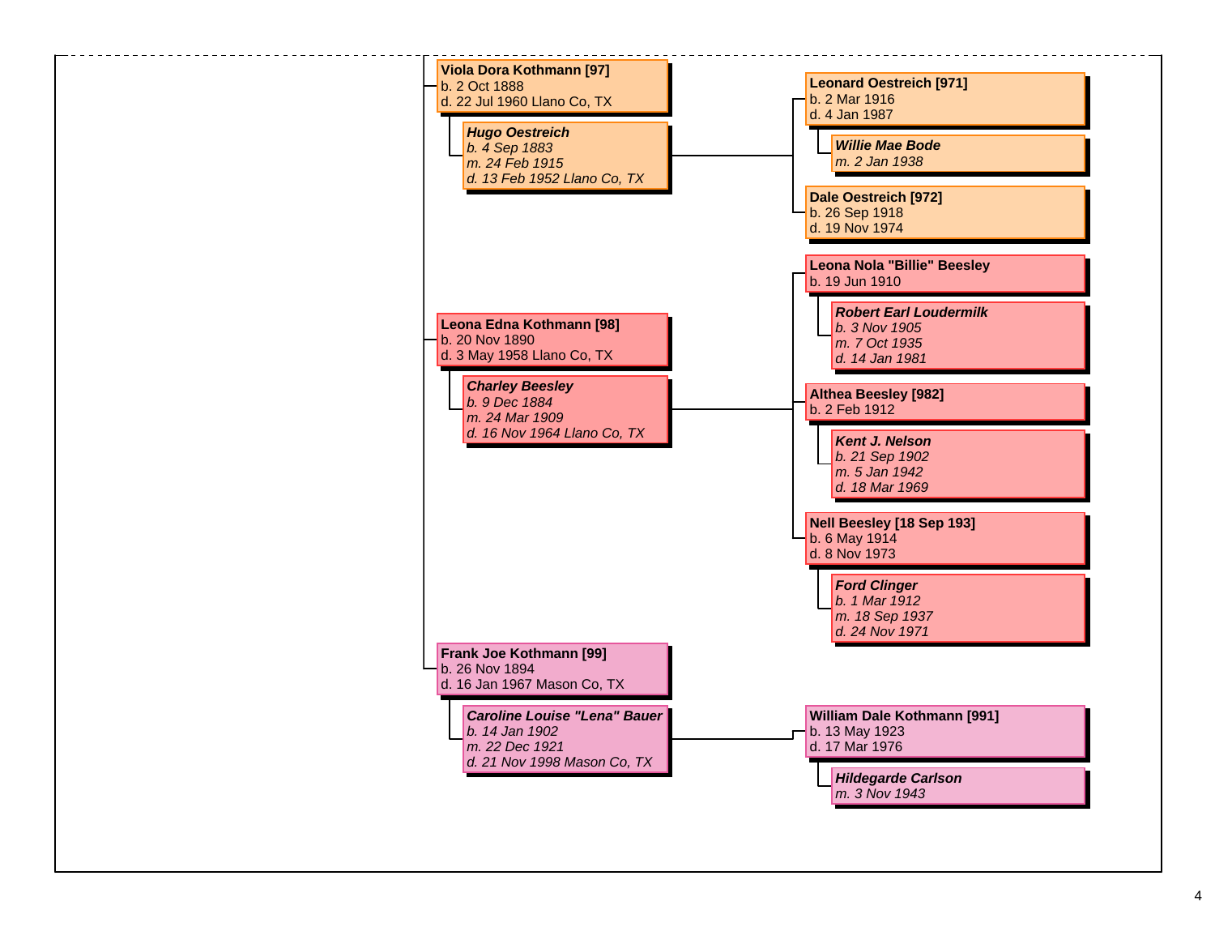**Viola Dora Kothmann [97]**
b. 2 Oct 1888
d. 22 Jul 1960 Llano Co, TX

***Hugo Oestreich***
*b. 4 Sep 1883*
*m. 24 Feb 1915*
*d. 13 Feb 1952 Llano Co, TX*

- **Leonard Oestreich [971]**
  b. 2 Mar 1916
  d. 4 Jan 1987

  ***Willie Mae Bode***
  *m. 2 Jan 1938*

- **Dale Oestreich [972]**
  b. 26 Sep 1918
  d. 19 Nov 1974

**Leona Edna Kothmann [98]**
b. 20 Nov 1890
d. 3 May 1958 Llano Co, TX

***Charley Beesley***
*b. 9 Dec 1884*
*m. 24 Mar 1909*
*d. 16 Nov 1964 Llano Co, TX*

- **Leona Nola "Billie" Beesley**
  b. 19 Jun 1910

  ***Robert Earl Loudermilk***
  *b. 3 Nov 1905*
  *m. 7 Oct 1935*
  *d. 14 Jan 1981*

- **Althea Beesley [982]**
  b. 2 Feb 1912

  ***Kent J. Nelson***
  *b. 21 Sep 1902*
  *m. 5 Jan 1942*
  *d. 18 Mar 1969*

- **Nell Beesley [18 Sep 193]**
  b. 6 May 1914
  d. 8 Nov 1973

  ***Ford Clinger***
  *b. 1 Mar 1912*
  *m. 18 Sep 1937*
  *d. 24 Nov 1971*

**Frank Joe Kothmann [99]**
b. 26 Nov 1894
d. 16 Jan 1967 Mason Co, TX

***Caroline Louise "Lena" Bauer***
*b. 14 Jan 1902*
*m. 22 Dec 1921*
*d. 21 Nov 1998 Mason Co, TX*

- **William Dale Kothmann [991]**
  b. 13 May 1923
  d. 17 Mar 1976

  ***Hildegarde Carlson***
  *m. 3 Nov 1943*